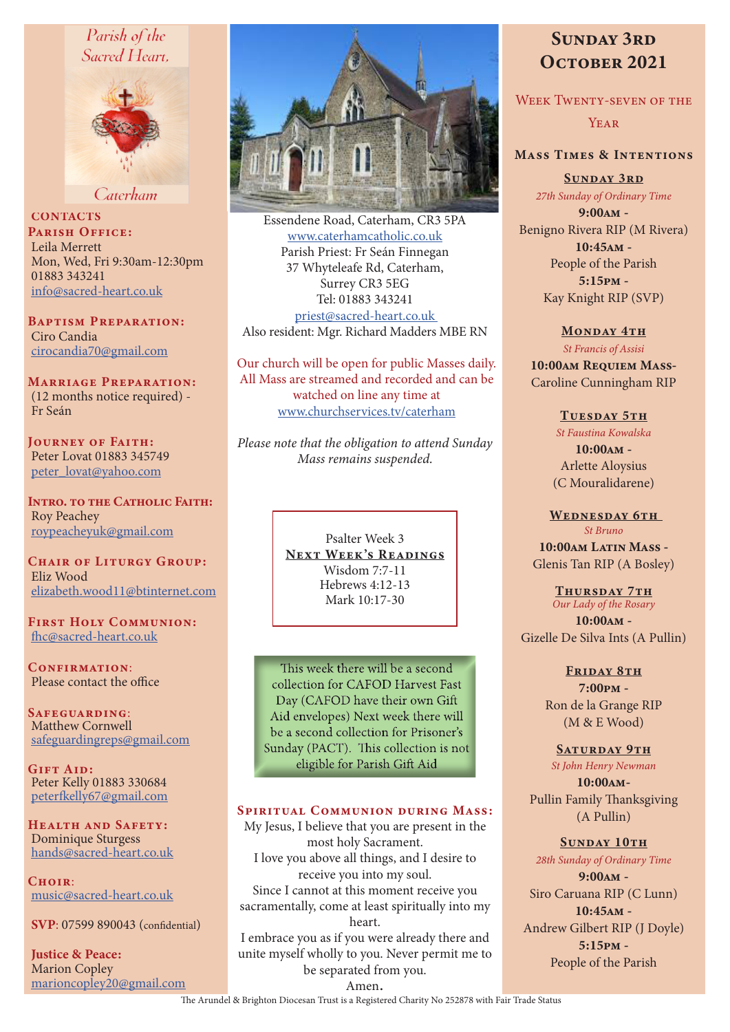*Parish of the Sacred Heart, Caterham*

## CONTACTS

**Parish Office:**
Leila Merrett
Mon, Wed, Fri 9:30am-12:30pm
01883 343241
info@sacred-heart.co.uk

**Baptism Preparation:**
Ciro Candia
cirocandia70@gmail.com

**Marriage Preparation:**
(12 months notice required) - Fr Seán

**Journey of Faith:**
Peter Lovat 01883 345749
peter_lovat@yahoo.com

**Intro. to the Catholic Faith:**
Roy Peachey
roypeacheyuk@gmail.com

**Chair of Liturgy Group:**
Eliz Wood
elizabeth.wood11@btinternet.com

**First Holy Communion:**
fhc@sacred-heart.co.uk

**Confirmation:**
Please contact the office

**Safeguarding:**
Matthew Cornwell
safeguardingreps@gmail.com

**Gift Aid:**
Peter Kelly 01883 330684
peterfkelly67@gmail.com

**Health and Safety:**
Dominique Sturgess
hands@sacred-heart.co.uk

**Choir:**
music@sacred-heart.co.uk

**SVP**: 07599 890043 (confidential)

**Justice & Peace:**
Marion Copley
marioncopley20@gmail.com

---

Essendene Road, Caterham, CR3 5PA
www.caterhamcatholic.co.uk
Parish Priest: Fr Seán Finnegan
37 Whyteleafe Rd, Caterham,
Surrey CR3 5EG
Tel: 01883 343241
priest@sacred-heart.co.uk
Also resident: Mgr. Richard Madders MBE RN

Our church will be open for public Masses daily. All Mass are streamed and recorded and can be watched on line any time at www.churchservices.tv/caterham

*Please note that the obligation to attend Sunday Mass remains suspended.*

Psalter Week 3

**Next Week's Readings**
Wisdom 7:7-11
Hebrews 4:12-13
Mark 10:17-30

This week there will be a second collection for CAFOD Harvest Fast Day (CAFOD have their own Gift Aid envelopes) Next week there will be a second collection for Prisoner's Sunday (PACT). This collection is not eligible for Parish Gift Aid

**Spiritual Communion during Mass:**
My Jesus, I believe that you are present in the most holy Sacrament.
I love you above all things, and I desire to receive you into my soul.
Since I cannot at this moment receive you sacramentally, come at least spiritually into my heart.
I embrace you as if you were already there and unite myself wholly to you. Never permit me to be separated from you.
Amen.

---

# Sunday 3rd October 2021

## Week Twenty-seven of the Year

## Mass Times & Intentions

**Sunday 3rd**
*27th Sunday of Ordinary Time*
**9:00am** - Benigno Rivera RIP (M Rivera)
**10:45am** - People of the Parish
**5:15pm** - Kay Knight RIP (SVP)

**Monday 4th**
*St Francis of Assisi*
**10:00am Requiem Mass**- Caroline Cunningham RIP

**Tuesday 5th**
*St Faustina Kowalska*
**10:00am** - Arlette Aloysius (C Mouralidarene)

**Wednesday 6th**
*St Bruno*
**10:00am Latin Mass** - Glenis Tan RIP (A Bosley)

**Thursday 7th**
*Our Lady of the Rosary*
**10:00am** - Gizelle De Silva Ints (A Pullin)

**Friday 8th**
**7:00pm** - Ron de la Grange RIP (M & E Wood)

**Saturday 9th**
*St John Henry Newman*
**10:00am**- Pullin Family Thanksgiving (A Pullin)

**Sunday 10th**
*28th Sunday of Ordinary Time*
**9:00am** - Siro Caruana RIP (C Lunn)
**10:45am** - Andrew Gilbert RIP (J Doyle)
**5:15pm** - People of the Parish

The Arundel & Brighton Diocesan Trust is a Registered Charity No 252878 with Fair Trade Status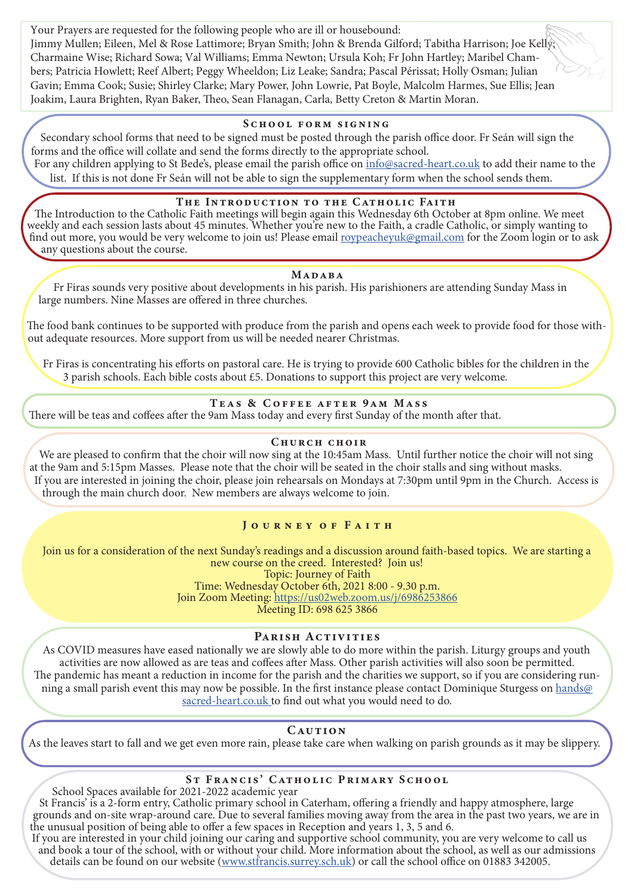Your Prayers are requested for the following people who are ill or housebound:
Jimmy Mullen; Eileen, Mel & Rose Lattimore; Bryan Smith; John & Brenda Gilford; Tabitha Harrison; Joe Kelly; Charmaine Wise; Richard Sowa; Val Williams; Emma Newton; Ursula Koh; Fr John Hartley; Maribel Chambers; Patricia Howlett; Reef Albert; Peggy Wheeldon; Liz Leake; Sandra; Pascal Périssat; Holly Osman; Julian Gavin; Emma Cook; Susie; Shirley Clarke; Mary Power, John Lowrie, Pat Boyle, Malcolm Harmes, Sue Ellis; Jean Joakim, Laura Brighten, Ryan Baker, Theo, Sean Flanagan, Carla, Betty Creton & Martin Moran.

## School form signing

Secondary school forms that need to be signed must be posted through the parish office door. Fr Seán will sign the forms and the office will collate and send the forms directly to the appropriate school.
For any children applying to St Bede's, please email the parish office on info@sacred-heart.co.uk to add their name to the list. If this is not done Fr Seán will not be able to sign the supplementary form when the school sends them.

## The Introduction to the Catholic Faith

The Introduction to the Catholic Faith meetings will begin again this Wednesday 6th October at 8pm online. We meet weekly and each session lasts about 45 minutes. Whether you're new to the Faith, a cradle Catholic, or simply wanting to find out more, you would be very welcome to join us! Please email roypeacheyuk@gmail.com for the Zoom login or to ask any questions about the course.

## Madaba

Fr Firas sounds very positive about developments in his parish. His parishioners are attending Sunday Mass in large numbers. Nine Masses are offered in three churches.

The food bank continues to be supported with produce from the parish and opens each week to provide food for those without adequate resources. More support from us will be needed nearer Christmas.

Fr Firas is concentrating his efforts on pastoral care. He is trying to provide 600 Catholic bibles for the children in the 3 parish schools. Each bible costs about £5. Donations to support this project are very welcome.

## Teas & Coffee after 9am Mass

There will be teas and coffees after the 9am Mass today and every first Sunday of the month after that.

## Church choir

We are pleased to confirm that the choir will now sing at the 10:45am Mass. Until further notice the choir will not sing at the 9am and 5:15pm Masses. Please note that the choir will be seated in the choir stalls and sing without masks.
If you are interested in joining the choir, please join rehearsals on Mondays at 7:30pm until 9pm in the Church. Access is through the main church door. New members are always welcome to join.

## Journey of Faith

Join us for a consideration of the next Sunday's readings and a discussion around faith-based topics. We are starting a new course on the creed. Interested? Join us!
Topic: Journey of Faith
Time: Wednesday October 6th, 2021 8:00 - 9.30 p.m.
Join Zoom Meeting: https://us02web.zoom.us/j/6986253866
Meeting ID: 698 625 3866

## Parish Activities

As COVID measures have eased nationally we are slowly able to do more within the parish. Liturgy groups and youth activities are now allowed as are teas and coffees after Mass. Other parish activities will also soon be permitted. The pandemic has meant a reduction in income for the parish and the charities we support, so if you are considering running a small parish event this may now be possible. In the first instance please contact Dominique Sturgess on hands@sacred-heart.co.uk to find out what you would need to do.

## Caution

As the leaves start to fall and we get even more rain, please take care when walking on parish grounds as it may be slippery.

## St Francis' Catholic Primary School

School Spaces available for 2021-2022 academic year
St Francis' is a 2-form entry, Catholic primary school in Caterham, offering a friendly and happy atmosphere, large grounds and on-site wrap-around care. Due to several families moving away from the area in the past two years, we are in the unusual position of being able to offer a few spaces in Reception and years 1, 3, 5 and 6.
If you are interested in your child joining our caring and supportive school community, you are very welcome to call us and book a tour of the school, with or without your child. More information about the school, as well as our admissions details can be found on our website (www.stfrancis.surrey.sch.uk) or call the school office on 01883 342005.